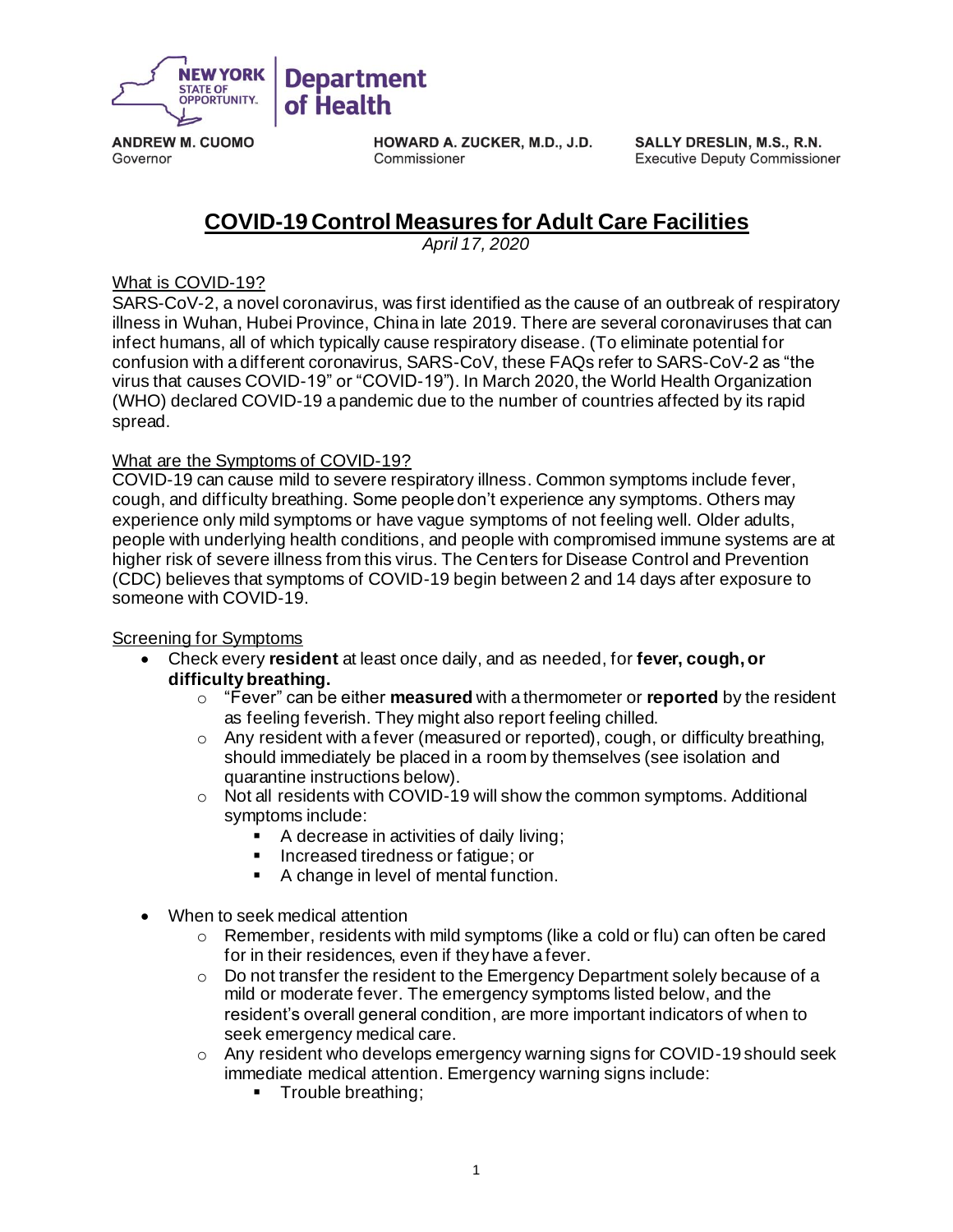NEW YORK STATE OF OPPORTUNITY. | Department of Health

**ANDREW M. CUOMO**
Governor

**HOWARD A. ZUCKER, M.D., J.D.**
Commissioner

**SALLY DRESLIN, M.S., R.N.**
Executive Deputy Commissioner

# COVID-19 Control Measures for Adult Care Facilities

*April 17, 2020*

## What is COVID-19?

SARS-CoV-2, a novel coronavirus, was first identified as the cause of an outbreak of respiratory illness in Wuhan, Hubei Province, China in late 2019. There are several coronaviruses that can infect humans, all of which typically cause respiratory disease. (To eliminate potential for confusion with a different coronavirus, SARS-CoV, these FAQs refer to SARS-CoV-2 as "the virus that causes COVID-19" or "COVID-19"). In March 2020, the World Health Organization (WHO) declared COVID-19 a pandemic due to the number of countries affected by its rapid spread.

## What are the Symptoms of COVID-19?

COVID-19 can cause mild to severe respiratory illness. Common symptoms include fever, cough, and difficulty breathing. Some people don't experience any symptoms. Others may experience only mild symptoms or have vague symptoms of not feeling well. Older adults, people with underlying health conditions, and people with compromised immune systems are at higher risk of severe illness from this virus. The Centers for Disease Control and Prevention (CDC) believes that symptoms of COVID-19 begin between 2 and 14 days after exposure to someone with COVID-19.

## Screening for Symptoms

- Check every **resident** at least once daily, and as needed, for **fever, cough, or difficulty breathing.**
  - "Fever" can be either **measured** with a thermometer or **reported** by the resident as feeling feverish. They might also report feeling chilled.
  - Any resident with a fever (measured or reported), cough, or difficulty breathing, should immediately be placed in a room by themselves (see isolation and quarantine instructions below).
  - Not all residents with COVID-19 will show the common symptoms. Additional symptoms include:
    - A decrease in activities of daily living;
    - Increased tiredness or fatigue; or
    - A change in level of mental function.
- When to seek medical attention
  - Remember, residents with mild symptoms (like a cold or flu) can often be cared for in their residences, even if they have a fever.
  - Do not transfer the resident to the Emergency Department solely because of a mild or moderate fever. The emergency symptoms listed below, and the resident's overall general condition, are more important indicators of when to seek emergency medical care.
  - Any resident who develops emergency warning signs for COVID-19 should seek immediate medical attention. Emergency warning signs include:
    - Trouble breathing;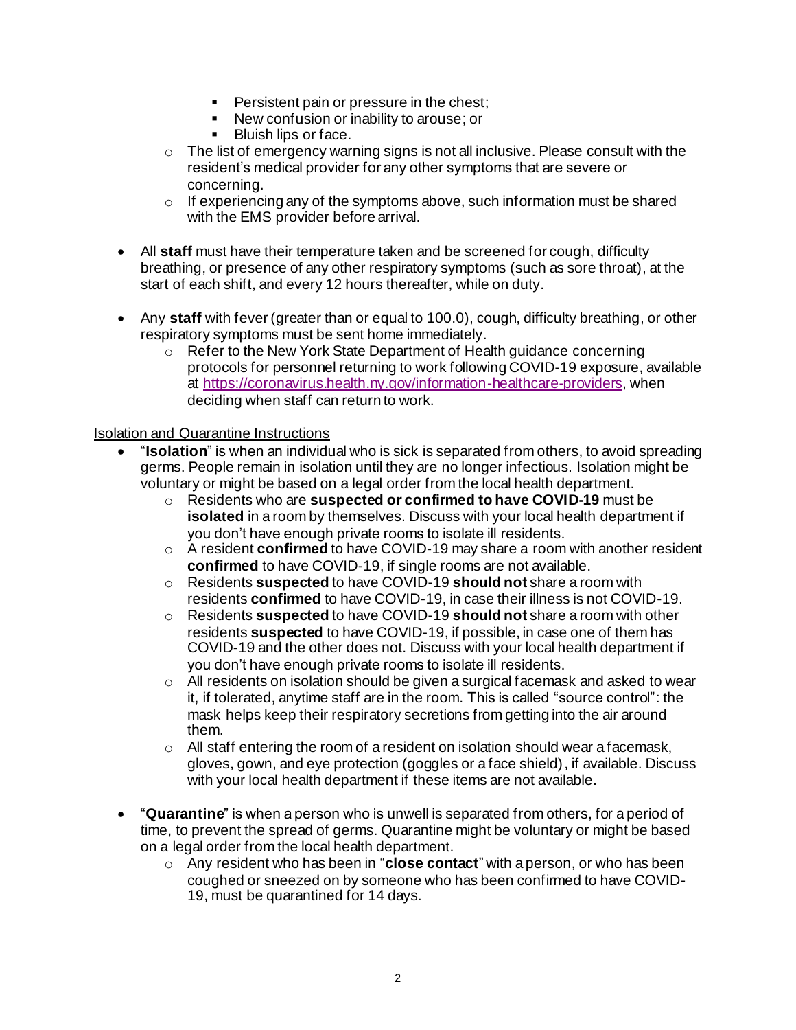- Persistent pain or pressure in the chest;
        - New confusion or inability to arouse; or
        - Bluish lips or face.
    - The list of emergency warning signs is not all inclusive. Please consult with the resident's medical provider for any other symptoms that are severe or concerning.
    - If experiencing any of the symptoms above, such information must be shared with the EMS provider before arrival.

- All **staff** must have their temperature taken and be screened for cough, difficulty breathing, or presence of any other respiratory symptoms (such as sore throat), at the start of each shift, and every 12 hours thereafter, while on duty.

- Any **staff** with fever (greater than or equal to 100.0), cough, difficulty breathing, or other respiratory symptoms must be sent home immediately.
    - Refer to the New York State Department of Health guidance concerning protocols for personnel returning to work following COVID-19 exposure, available at [https://coronavirus.health.ny.gov/information-healthcare-providers](https://coronavirus.health.ny.gov/information-healthcare-providers), when deciding when staff can return to work.

<u>Isolation and Quarantine Instructions</u>

- "**Isolation**" is when an individual who is sick is separated from others, to avoid spreading germs. People remain in isolation until they are no longer infectious. Isolation might be voluntary or might be based on a legal order from the local health department.
    - Residents who are **suspected or confirmed to have COVID-19** must be **isolated** in a room by themselves. Discuss with your local health department if you don't have enough private rooms to isolate ill residents.
    - A resident **confirmed** to have COVID-19 may share a room with another resident **confirmed** to have COVID-19, if single rooms are not available.
    - Residents **suspected** to have COVID-19 **should not** share a room with residents **confirmed** to have COVID-19, in case their illness is not COVID-19.
    - Residents **suspected** to have COVID-19 **should not** share a room with other residents **suspected** to have COVID-19, if possible, in case one of them has COVID-19 and the other does not. Discuss with your local health department if you don't have enough private rooms to isolate ill residents.
    - All residents on isolation should be given a surgical facemask and asked to wear it, if tolerated, anytime staff are in the room. This is called "source control": the mask helps keep their respiratory secretions from getting into the air around them.
    - All staff entering the room of a resident on isolation should wear a facemask, gloves, gown, and eye protection (goggles or a face shield), if available. Discuss with your local health department if these items are not available.

- "**Quarantine**" is when a person who is unwell is separated from others, for a period of time, to prevent the spread of germs. Quarantine might be voluntary or might be based on a legal order from the local health department.
    - Any resident who has been in "**close contact**" with a person, or who has been coughed or sneezed on by someone who has been confirmed to have COVID-19, must be quarantined for 14 days.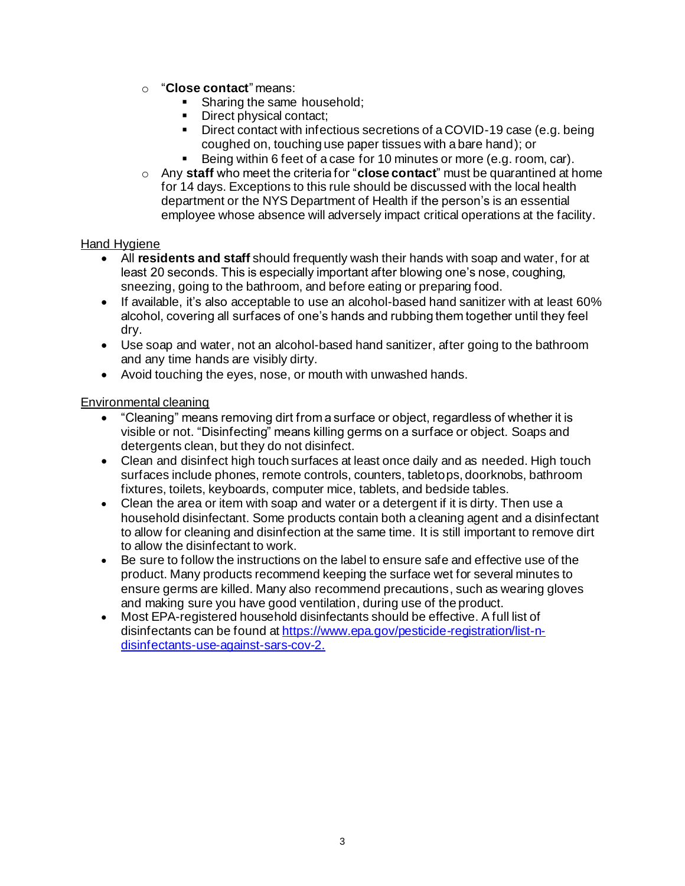- "**Close contact**" means:
    - Sharing the same household;
    - Direct physical contact;
    - Direct contact with infectious secretions of a COVID-19 case (e.g. being coughed on, touching use paper tissues with a bare hand); or
    - Being within 6 feet of a case for 10 minutes or more (e.g. room, car).
- Any **staff** who meet the criteria for "**close contact**" must be quarantined at home for 14 days. Exceptions to this rule should be discussed with the local health department or the NYS Department of Health if the person's is an essential employee whose absence will adversely impact critical operations at the facility.

<u>Hand Hygiene</u>

- All **residents and staff** should frequently wash their hands with soap and water, for at least 20 seconds. This is especially important after blowing one's nose, coughing, sneezing, going to the bathroom, and before eating or preparing food.
- If available, it's also acceptable to use an alcohol-based hand sanitizer with at least 60% alcohol, covering all surfaces of one's hands and rubbing them together until they feel dry.
- Use soap and water, not an alcohol-based hand sanitizer, after going to the bathroom and any time hands are visibly dirty.
- Avoid touching the eyes, nose, or mouth with unwashed hands.

<u>Environmental cleaning</u>

- "Cleaning" means removing dirt from a surface or object, regardless of whether it is visible or not. "Disinfecting" means killing germs on a surface or object. Soaps and detergents clean, but they do not disinfect.
- Clean and disinfect high touch surfaces at least once daily and as needed. High touch surfaces include phones, remote controls, counters, tabletops, doorknobs, bathroom fixtures, toilets, keyboards, computer mice, tablets, and bedside tables.
- Clean the area or item with soap and water or a detergent if it is dirty. Then use a household disinfectant. Some products contain both a cleaning agent and a disinfectant to allow for cleaning and disinfection at the same time. It is still important to remove dirt to allow the disinfectant to work.
- Be sure to follow the instructions on the label to ensure safe and effective use of the product. Many products recommend keeping the surface wet for several minutes to ensure germs are killed. Many also recommend precautions, such as wearing gloves and making sure you have good ventilation, during use of the product.
- Most EPA-registered household disinfectants should be effective. A full list of disinfectants can be found at [https://www.epa.gov/pesticide-registration/list-n-disinfectants-use-against-sars-cov-2.](https://www.epa.gov/pesticide-registration/list-n-disinfectants-use-against-sars-cov-2)